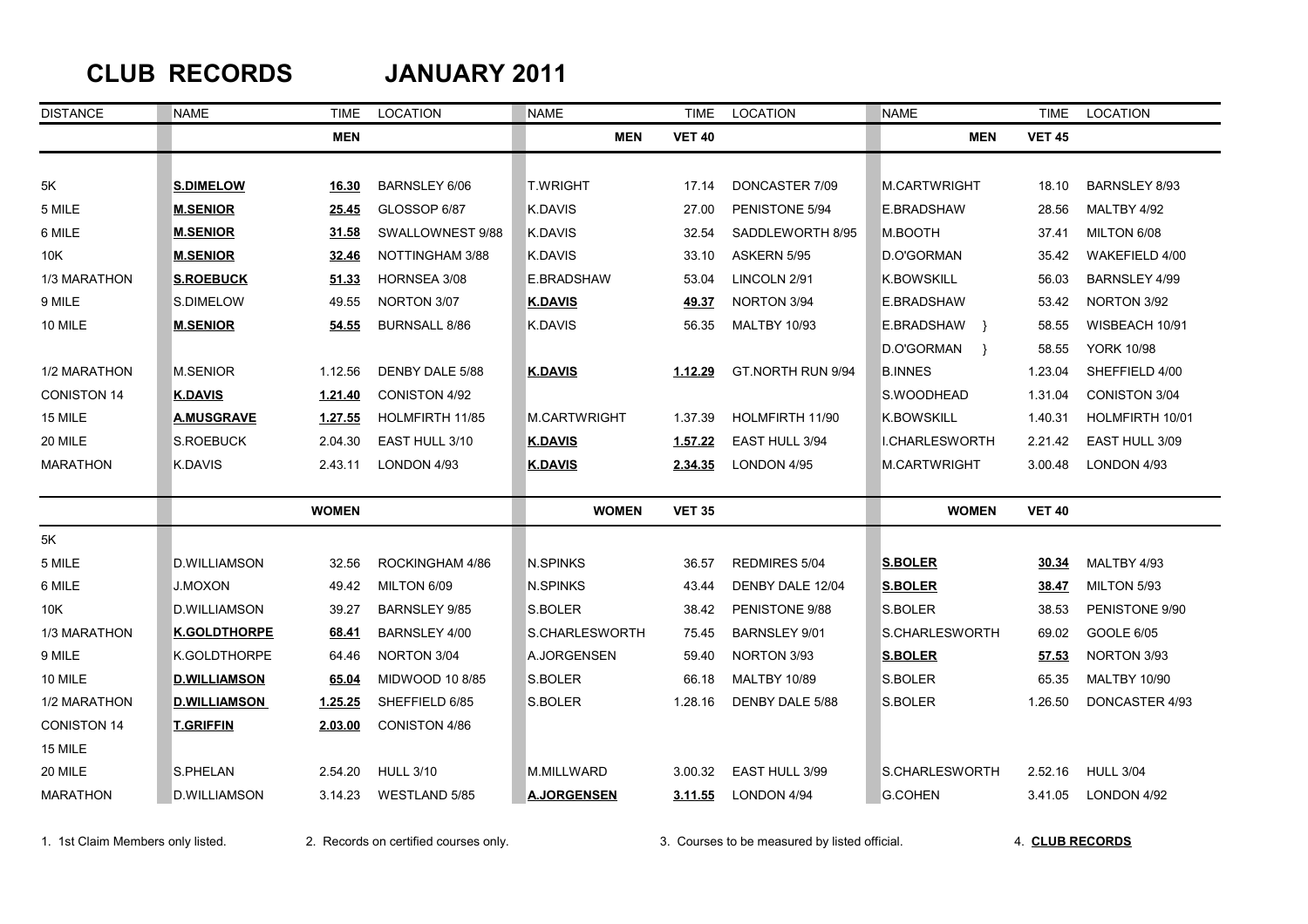# CLUB RECORDS JANUARY 2011

| DISTANCE | NAME | TIME | LOCATION | NAME | TIME | LOCATION | NAME | TIME | LOCATION |
|---|---|---|---|---|---|---|---|---|---|
| | | **MEN** | | **MEN** | **VET 40** | | **MEN** | **VET 45** | |
| 5K | **S.DIMELOW** | **16.30** | BARNSLEY 6/06 | T.WRIGHT | 17.14 | DONCASTER 7/09 | M.CARTWRIGHT | 18.10 | BARNSLEY 8/93 |
| 5 MILE | **M.SENIOR** | **25.45** | GLOSSOP 6/87 | K.DAVIS | 27.00 | PENISTONE 5/94 | E.BRADSHAW | 28.56 | MALTBY 4/92 |
| 6 MILE | **M.SENIOR** | **31.58** | SWALLOWNEST 9/88 | K.DAVIS | 32.54 | SADDLEWORTH 8/95 | M.BOOTH | 37.41 | MILTON 6/08 |
| 10K | **M.SENIOR** | **32.46** | NOTTINGHAM 3/88 | K.DAVIS | 33.10 | ASKERN 5/95 | D.O'GORMAN | 35.42 | WAKEFIELD 4/00 |
| 1/3 MARATHON | **S.ROEBUCK** | **51.33** | HORNSEA 3/08 | E.BRADSHAW | 53.04 | LINCOLN 2/91 | K.BOWSKILL | 56.03 | BARNSLEY 4/99 |
| 9 MILE | S.DIMELOW | 49.55 | NORTON 3/07 | **K.DAVIS** | **49.37** | NORTON 3/94 | E.BRADSHAW | 53.42 | NORTON 3/92 |
| 10 MILE | **M.SENIOR** | **54.55** | BURNSALL 8/86 | K.DAVIS | 56.35 | MALTBY 10/93 | E.BRADSHAW } | 58.55 | WISBEACH 10/91 |
| | | | | | | | D.O'GORMAN } | 58.55 | YORK 10/98 |
| 1/2 MARATHON | M.SENIOR | 1.12.56 | DENBY DALE 5/88 | **K.DAVIS** | **1.12.29** | GT.NORTH RUN 9/94 | B.INNES | 1.23.04 | SHEFFIELD 4/00 |
| CONISTON 14 | **K.DAVIS** | **1.21.40** | CONISTON 4/92 | | | | S.WOODHEAD | 1.31.04 | CONISTON 3/04 |
| 15 MILE | **A.MUSGRAVE** | **1.27.55** | HOLMFIRTH 11/85 | M.CARTWRIGHT | 1.37.39 | HOLMFIRTH 11/90 | K.BOWSKILL | 1.40.31 | HOLMFIRTH 10/01 |
| 20 MILE | S.ROEBUCK | 2.04.30 | EAST HULL 3/10 | **K.DAVIS** | **1.57.22** | EAST HULL 3/94 | I.CHARLESWORTH | 2.21.42 | EAST HULL 3/09 |
| MARATHON | K.DAVIS | 2.43.11 | LONDON 4/93 | **K.DAVIS** | **2.34.35** | LONDON 4/95 | M.CARTWRIGHT | 3.00.48 | LONDON 4/93 |
| | | **WOMEN** | | **WOMEN** | **VET 35** | | **WOMEN** | **VET 40** | |
| 5K | | | | | | | | | |
| 5 MILE | D.WILLIAMSON | 32.56 | ROCKINGHAM 4/86 | N.SPINKS | 36.57 | REDMIRES 5/04 | **S.BOLER** | **30.34** | MALTBY 4/93 |
| 6 MILE | J.MOXON | 49.42 | MILTON 6/09 | N.SPINKS | 43.44 | DENBY DALE 12/04 | **S.BOLER** | **38.47** | MILTON 5/93 |
| 10K | D.WILLIAMSON | 39.27 | BARNSLEY 9/85 | S.BOLER | 38.42 | PENISTONE 9/88 | S.BOLER | 38.53 | PENISTONE 9/90 |
| 1/3 MARATHON | **K.GOLDTHORPE** | **68.41** | BARNSLEY 4/00 | S.CHARLESWORTH | 75.45 | BARNSLEY 9/01 | S.CHARLESWORTH | 69.02 | GOOLE 6/05 |
| 9 MILE | K.GOLDTHORPE | 64.46 | NORTON 3/04 | A.JORGENSEN | 59.40 | NORTON 3/93 | **S.BOLER** | **57.53** | NORTON 3/93 |
| 10 MILE | **D.WILLIAMSON** | **65.04** | MIDWOOD 10 8/85 | S.BOLER | 66.18 | MALTBY 10/89 | S.BOLER | 65.35 | MALTBY 10/90 |
| 1/2 MARATHON | **D.WILLIAMSON** | **1.25.25** | SHEFFIELD 6/85 | S.BOLER | 1.28.16 | DENBY DALE 5/88 | S.BOLER | 1.26.50 | DONCASTER 4/93 |
| CONISTON 14 | **T.GRIFFIN** | **2.03.00** | CONISTON 4/86 | | | | | | |
| 15 MILE | | | | | | | | | |
| 20 MILE | S.PHELAN | 2.54.20 | HULL 3/10 | M.MILLWARD | 3.00.32 | EAST HULL 3/99 | S.CHARLESWORTH | 2.52.16 | HULL 3/04 |
| MARATHON | D.WILLIAMSON | 3.14.23 | WESTLAND 5/85 | **A.JORGENSEN** | **3.11.55** | LONDON 4/94 | G.COHEN | 3.41.05 | LONDON 4/92 |

1. 1st Claim Members only listed. 2. Records on certified courses only. 3. Courses to be measured by listed official. 4. **CLUB RECORDS**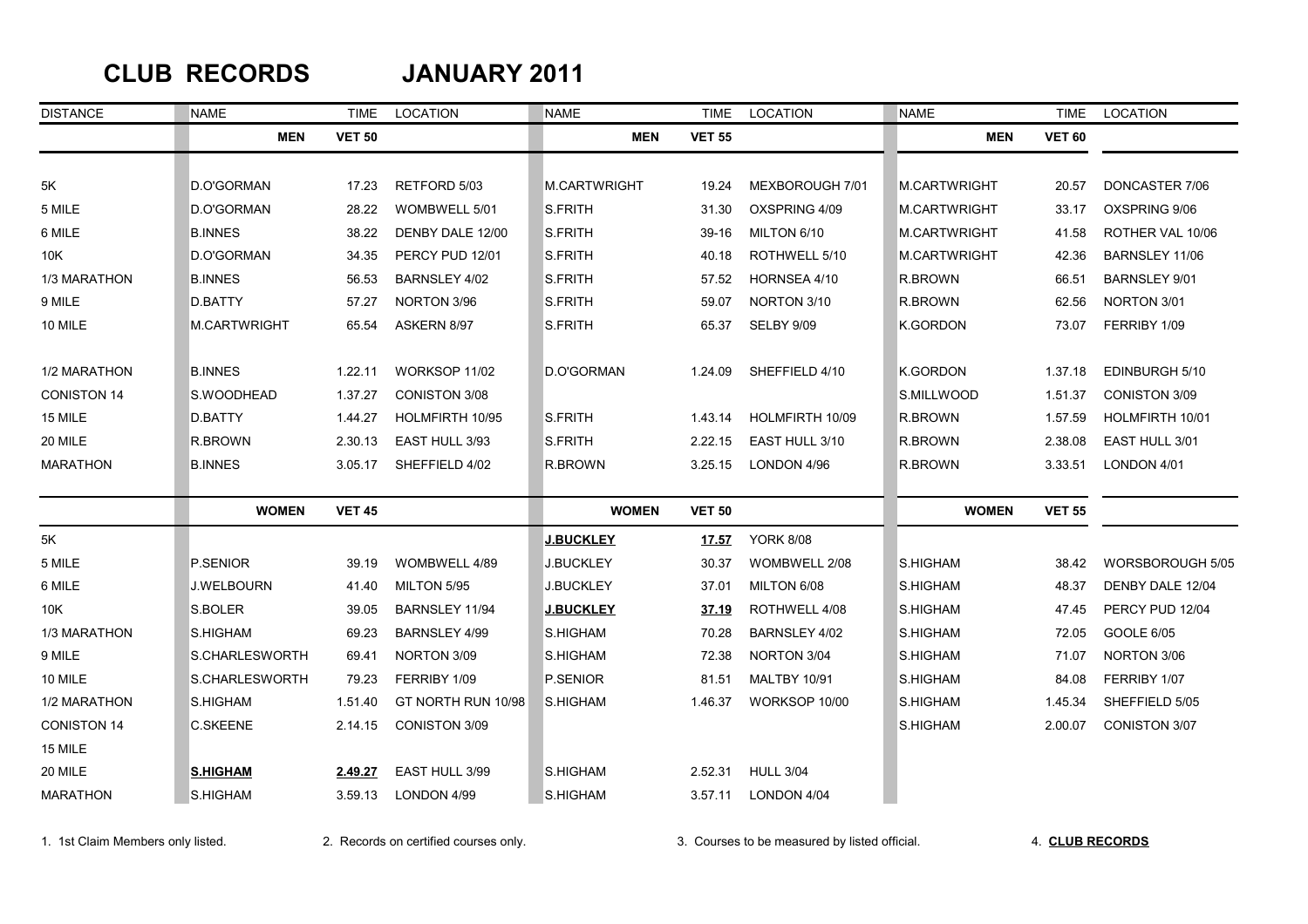# CLUB RECORDS JANUARY 2011

| DISTANCE | NAME | TIME | LOCATION | NAME | TIME | LOCATION | NAME | TIME | LOCATION |
|---|---|---|---|---|---|---|---|---|---|
| | **MEN** | **VET 50** | | **MEN** | **VET 55** | | **MEN** | **VET 60** | |
| 5K | D.O'GORMAN | 17.23 | RETFORD 5/03 | M.CARTWRIGHT | 19.24 | MEXBOROUGH 7/01 | M.CARTWRIGHT | 20.57 | DONCASTER 7/06 |
| 5 MILE | D.O'GORMAN | 28.22 | WOMBWELL 5/01 | S.FRITH | 31.30 | OXSPRING 4/09 | M.CARTWRIGHT | 33.17 | OXSPRING 9/06 |
| 6 MILE | B.INNES | 38.22 | DENBY DALE 12/00 | S.FRITH | 39-16 | MILTON 6/10 | M.CARTWRIGHT | 41.58 | ROTHER VAL 10/06 |
| 10K | D.O'GORMAN | 34.35 | PERCY PUD 12/01 | S.FRITH | 40.18 | ROTHWELL 5/10 | M.CARTWRIGHT | 42.36 | BARNSLEY 11/06 |
| 1/3 MARATHON | B.INNES | 56.53 | BARNSLEY 4/02 | S.FRITH | 57.52 | HORNSEA 4/10 | R.BROWN | 66.51 | BARNSLEY 9/01 |
| 9 MILE | D.BATTY | 57.27 | NORTON 3/96 | S.FRITH | 59.07 | NORTON 3/10 | R.BROWN | 62.56 | NORTON 3/01 |
| 10 MILE | M.CARTWRIGHT | 65.54 | ASKERN 8/97 | S.FRITH | 65.37 | SELBY 9/09 | K.GORDON | 73.07 | FERRIBY 1/09 |
| 1/2 MARATHON | B.INNES | 1.22.11 | WORKSOP 11/02 | D.O'GORMAN | 1.24.09 | SHEFFIELD 4/10 | K.GORDON | 1.37.18 | EDINBURGH 5/10 |
| CONISTON 14 | S.WOODHEAD | 1.37.27 | CONISTON 3/08 | | | | S.MILLWOOD | 1.51.37 | CONISTON 3/09 |
| 15 MILE | D.BATTY | 1.44.27 | HOLMFIRTH 10/95 | S.FRITH | 1.43.14 | HOLMFIRTH 10/09 | R.BROWN | 1.57.59 | HOLMFIRTH 10/01 |
| 20 MILE | R.BROWN | 2.30.13 | EAST HULL 3/93 | S.FRITH | 2.22.15 | EAST HULL 3/10 | R.BROWN | 2.38.08 | EAST HULL 3/01 |
| MARATHON | B.INNES | 3.05.17 | SHEFFIELD 4/02 | R.BROWN | 3.25.15 | LONDON 4/96 | R.BROWN | 3.33.51 | LONDON 4/01 |
| | **WOMEN** | **VET 45** | | **WOMEN** | **VET 50** | | **WOMEN** | **VET 55** | |
| 5K | | | | **J.BUCKLEY** | **17.57** | YORK 8/08 | | | |
| 5 MILE | P.SENIOR | 39.19 | WOMBWELL 4/89 | J.BUCKLEY | 30.37 | WOMBWELL 2/08 | S.HIGHAM | 38.42 | WORSBOROUGH 5/05 |
| 6 MILE | J.WELBOURN | 41.40 | MILTON 5/95 | J.BUCKLEY | 37.01 | MILTON 6/08 | S.HIGHAM | 48.37 | DENBY DALE 12/04 |
| 10K | S.BOLER | 39.05 | BARNSLEY 11/94 | **J.BUCKLEY** | **37.19** | ROTHWELL 4/08 | S.HIGHAM | 47.45 | PERCY PUD 12/04 |
| 1/3 MARATHON | S.HIGHAM | 69.23 | BARNSLEY 4/99 | S.HIGHAM | 70.28 | BARNSLEY 4/02 | S.HIGHAM | 72.05 | GOOLE 6/05 |
| 9 MILE | S.CHARLESWORTH | 69.41 | NORTON 3/09 | S.HIGHAM | 72.38 | NORTON 3/04 | S.HIGHAM | 71.07 | NORTON 3/06 |
| 10 MILE | S.CHARLESWORTH | 79.23 | FERRIBY 1/09 | P.SENIOR | 81.51 | MALTBY 10/91 | S.HIGHAM | 84.08 | FERRIBY 1/07 |
| 1/2 MARATHON | S.HIGHAM | 1.51.40 | GT NORTH RUN 10/98 | S.HIGHAM | 1.46.37 | WORKSOP 10/00 | S.HIGHAM | 1.45.34 | SHEFFIELD 5/05 |
| CONISTON 14 | C.SKEENE | 2.14.15 | CONISTON 3/09 | | | | S.HIGHAM | 2.00.07 | CONISTON 3/07 |
| 15 MILE | | | | | | | | | |
| 20 MILE | **S.HIGHAM** | **2.49.27** | EAST HULL 3/99 | S.HIGHAM | 2.52.31 | HULL 3/04 | | | |
| MARATHON | S.HIGHAM | 3.59.13 | LONDON 4/99 | S.HIGHAM | 3.57.11 | LONDON 4/04 | | | |

1. 1st Claim Members only listed.    2. Records on certified courses only.    3. Courses to be measured by listed official.    4. **CLUB RECORDS**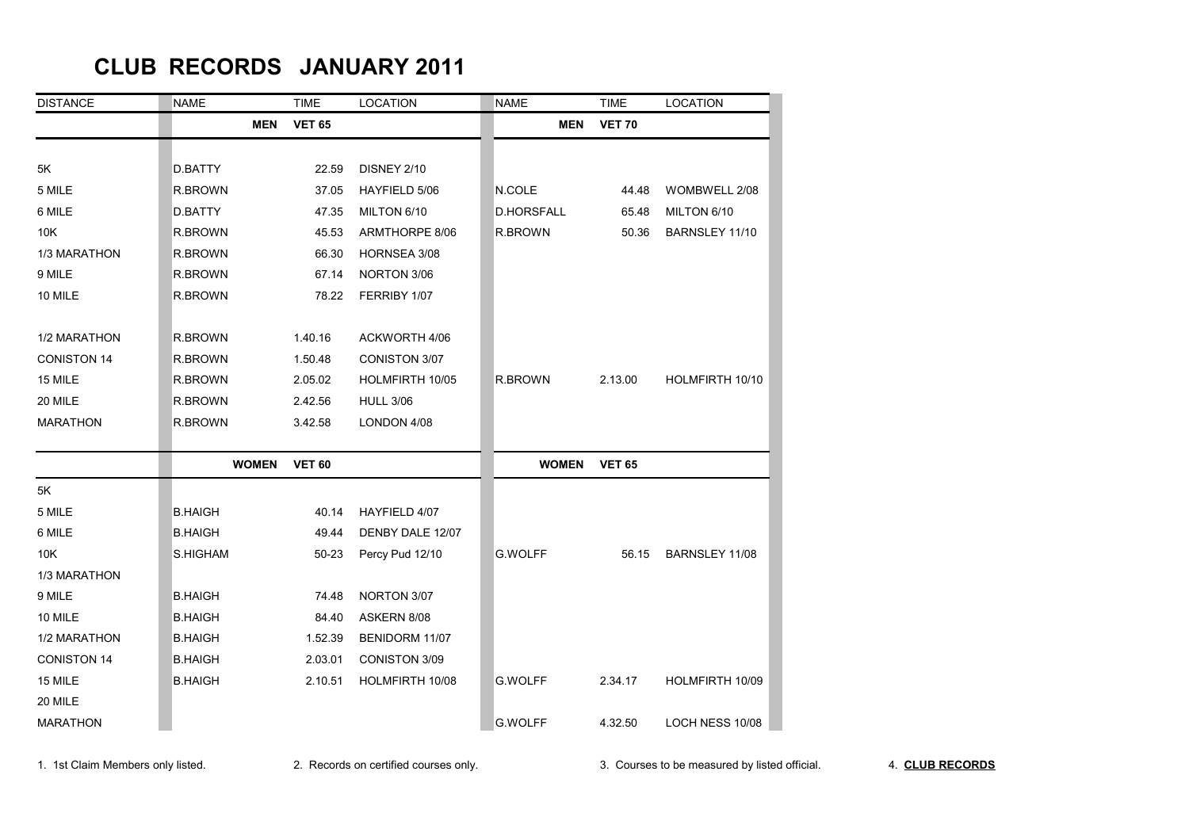# CLUB RECORDS JANUARY 2011

| DISTANCE | NAME | TIME | LOCATION | NAME | TIME | LOCATION |
|---|---|---|---|---|---|---|
| | **MEN** | **VET 65** | | **MEN** | **VET 70** | |
| 5K | D.BATTY | 22.59 | DISNEY 2/10 | | | |
| 5 MILE | R.BROWN | 37.05 | HAYFIELD 5/06 | N.COLE | 44.48 | WOMBWELL 2/08 |
| 6 MILE | D.BATTY | 47.35 | MILTON 6/10 | D.HORSFALL | 65.48 | MILTON 6/10 |
| 10K | R.BROWN | 45.53 | ARMTHORPE 8/06 | R.BROWN | 50.36 | BARNSLEY 11/10 |
| 1/3 MARATHON | R.BROWN | 66.30 | HORNSEA 3/08 | | | |
| 9 MILE | R.BROWN | 67.14 | NORTON 3/06 | | | |
| 10 MILE | R.BROWN | 78.22 | FERRIBY 1/07 | | | |
| 1/2 MARATHON | R.BROWN | 1.40.16 | ACKWORTH 4/06 | | | |
| CONISTON 14 | R.BROWN | 1.50.48 | CONISTON 3/07 | | | |
| 15 MILE | R.BROWN | 2.05.02 | HOLMFIRTH 10/05 | R.BROWN | 2.13.00 | HOLMFIRTH 10/10 |
| 20 MILE | R.BROWN | 2.42.56 | HULL 3/06 | | | |
| MARATHON | R.BROWN | 3.42.58 | LONDON 4/08 | | | |
| | **WOMEN** | **VET 60** | | **WOMEN** | **VET 65** | |
| 5K | | | | | | |
| 5 MILE | B.HAIGH | 40.14 | HAYFIELD 4/07 | | | |
| 6 MILE | B.HAIGH | 49.44 | DENBY DALE 12/07 | | | |
| 10K | S.HIGHAM | 50-23 | Percy Pud 12/10 | G.WOLFF | 56.15 | BARNSLEY 11/08 |
| 1/3 MARATHON | | | | | | |
| 9 MILE | B.HAIGH | 74.48 | NORTON 3/07 | | | |
| 10 MILE | B.HAIGH | 84.40 | ASKERN 8/08 | | | |
| 1/2 MARATHON | B.HAIGH | 1.52.39 | BENIDORM 11/07 | | | |
| CONISTON 14 | B.HAIGH | 2.03.01 | CONISTON 3/09 | | | |
| 15 MILE | B.HAIGH | 2.10.51 | HOLMFIRTH 10/08 | G.WOLFF | 2.34.17 | HOLMFIRTH 10/09 |
| 20 MILE | | | | | | |
| MARATHON | | | | G.WOLFF | 4.32.50 | LOCH NESS 10/08 |

1. 1st Claim Members only listed. 2. Records on certified courses only. 3. Courses to be measured by listed official. 4. **CLUB RECORDS**